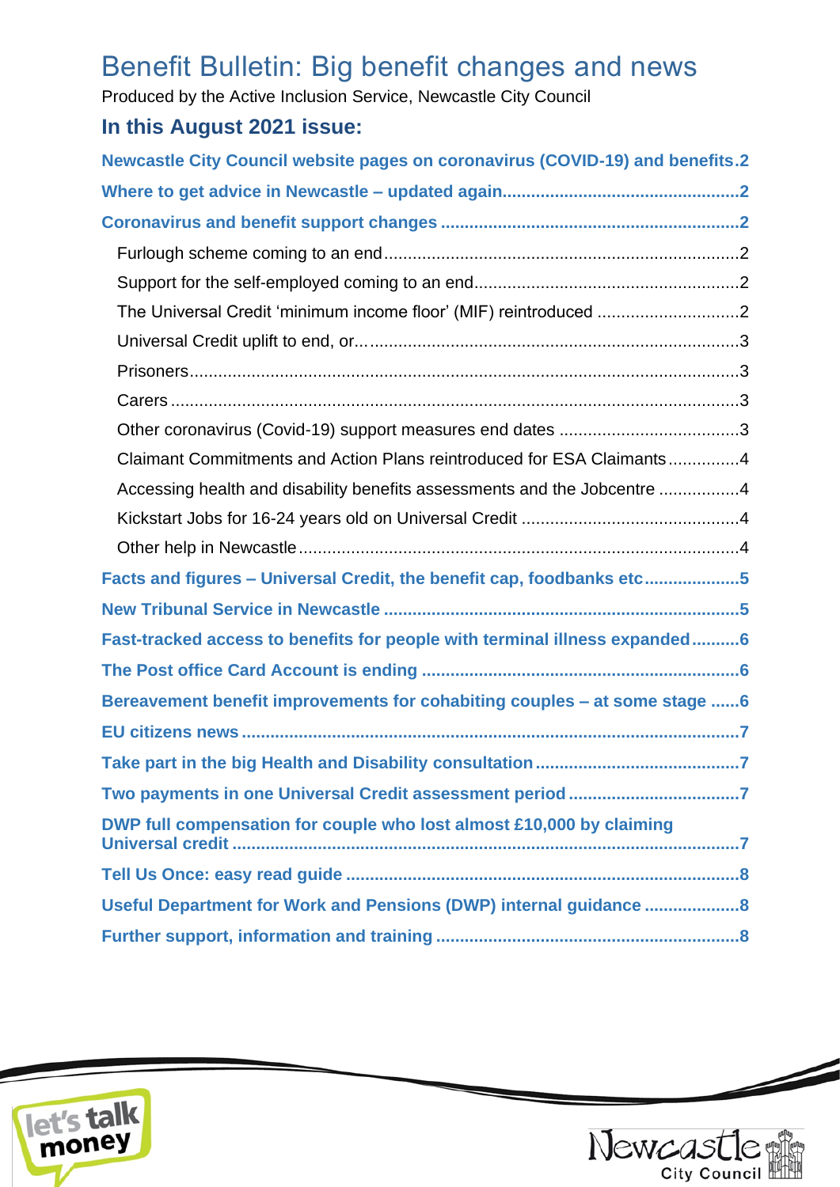# Benefit Bulletin: Big benefit changes and news

Produced by the Active Inclusion Service, Newcastle City Council

## In this August 2021 issue:

**Newcastle City Council website pages on coronavirus (COVID-19) and benefits** ..... 2

**Where to get advice in Newcastle – updated again** ..... 2

**Coronavirus and benefit support changes** ..... 2

- Furlough scheme coming to an end ..... 2
- Support for the self-employed coming to an end ..... 2
- The Universal Credit 'minimum income floor' (MIF) reintroduced ..... 2
- Universal Credit uplift to end, or… ..... 3
- Prisoners ..... 3
- Carers ..... 3
- Other coronavirus (Covid-19) support measures end dates ..... 3
- Claimant Commitments and Action Plans reintroduced for ESA Claimants ..... 4
- Accessing health and disability benefits assessments and the Jobcentre ..... 4
- Kickstart Jobs for 16-24 years old on Universal Credit ..... 4
- Other help in Newcastle ..... 4

**Facts and figures – Universal Credit, the benefit cap, foodbanks etc** ..... 5

**New Tribunal Service in Newcastle** ..... 5

**Fast-tracked access to benefits for people with terminal illness expanded** ..... 6

**The Post office Card Account is ending** ..... 6

**Bereavement benefit improvements for cohabiting couples – at some stage** ..... 6

**EU citizens news** ..... 7

**Take part in the big Health and Disability consultation** ..... 7

**Two payments in one Universal Credit assessment period** ..... 7

**DWP full compensation for couple who lost almost £10,000 by claiming Universal credit** ..... 7

**Tell Us Once: easy read guide** ..... 8

**Useful Department for Work and Pensions (DWP) internal guidance** ..... 8

**Further support, information and training** ..... 8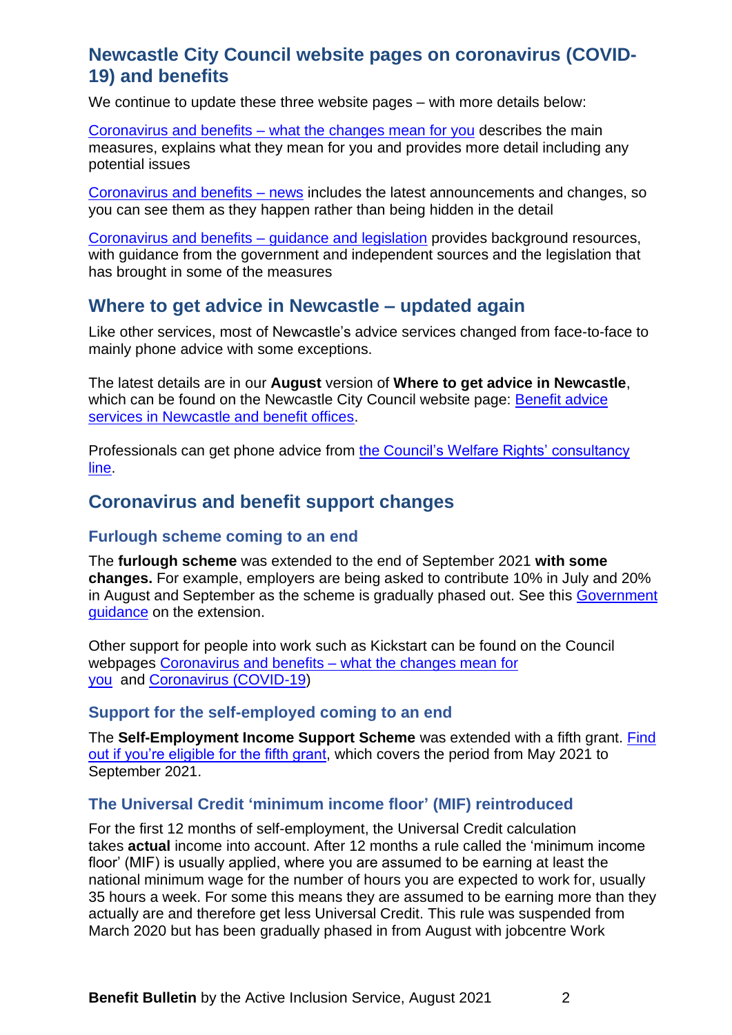## Newcastle City Council website pages on coronavirus (COVID-19) and benefits

We continue to update these three website pages – with more details below:

Coronavirus and benefits – what the changes mean for you describes the main measures, explains what they mean for you and provides more detail including any potential issues

Coronavirus and benefits – news includes the latest announcements and changes, so you can see them as they happen rather than being hidden in the detail

Coronavirus and benefits – guidance and legislation provides background resources, with guidance from the government and independent sources and the legislation that has brought in some of the measures

## Where to get advice in Newcastle – updated again

Like other services, most of Newcastle's advice services changed from face-to-face to mainly phone advice with some exceptions.

The latest details are in our **August** version of **Where to get advice in Newcastle**, which can be found on the Newcastle City Council website page: Benefit advice services in Newcastle and benefit offices.

Professionals can get phone advice from the Council's Welfare Rights' consultancy line.

## Coronavirus and benefit support changes

### Furlough scheme coming to an end

The **furlough scheme** was extended to the end of September 2021 **with some changes.** For example, employers are being asked to contribute 10% in July and 20% in August and September as the scheme is gradually phased out. See this Government guidance on the extension.

Other support for people into work such as Kickstart can be found on the Council webpages Coronavirus and benefits – what the changes mean for you and Coronavirus (COVID-19)

### Support for the self-employed coming to an end

The **Self-Employment Income Support Scheme** was extended with a fifth grant. Find out if you're eligible for the fifth grant, which covers the period from May 2021 to September 2021.

### The Universal Credit 'minimum income floor' (MIF) reintroduced

For the first 12 months of self-employment, the Universal Credit calculation takes **actual** income into account. After 12 months a rule called the 'minimum income floor' (MIF) is usually applied, where you are assumed to be earning at least the national minimum wage for the number of hours you are expected to work for, usually 35 hours a week. For some this means they are assumed to be earning more than they actually are and therefore get less Universal Credit. This rule was suspended from March 2020 but has been gradually phased in from August with jobcentre Work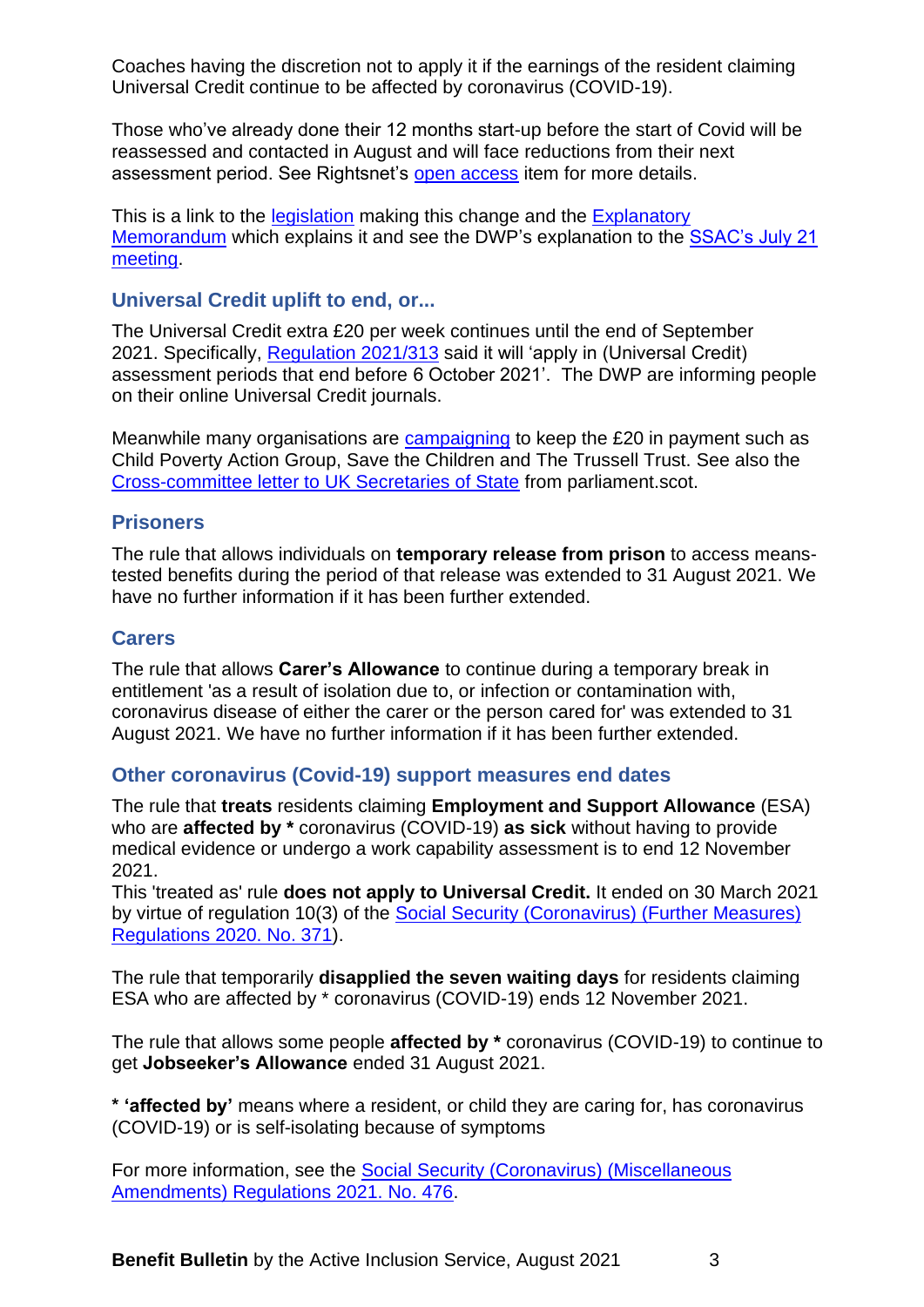Coaches having the discretion not to apply it if the earnings of the resident claiming Universal Credit continue to be affected by coronavirus (COVID-19).

Those who've already done their 12 months start-up before the start of Covid will be reassessed and contacted in August and will face reductions from their next assessment period. See Rightsnet's open access item for more details.

This is a link to the legislation making this change and the Explanatory Memorandum which explains it and see the DWP's explanation to the SSAC's July 21 meeting.

## Universal Credit uplift to end, or...

The Universal Credit extra £20 per week continues until the end of September 2021. Specifically, Regulation 2021/313 said it will 'apply in (Universal Credit) assessment periods that end before 6 October 2021'. The DWP are informing people on their online Universal Credit journals.

Meanwhile many organisations are campaigning to keep the £20 in payment such as Child Poverty Action Group, Save the Children and The Trussell Trust. See also the Cross-committee letter to UK Secretaries of State from parliament.scot.

## Prisoners

The rule that allows individuals on **temporary release from prison** to access means-tested benefits during the period of that release was extended to 31 August 2021. We have no further information if it has been further extended.

## Carers

The rule that allows **Carer's Allowance** to continue during a temporary break in entitlement 'as a result of isolation due to, or infection or contamination with, coronavirus disease of either the carer or the person cared for' was extended to 31 August 2021. We have no further information if it has been further extended.

## Other coronavirus (Covid-19) support measures end dates

The rule that **treats** residents claiming **Employment and Support Allowance** (ESA) who are **affected by *** coronavirus (COVID-19) **as sick** without having to provide medical evidence or undergo a work capability assessment is to end 12 November 2021.
This 'treated as' rule **does not apply to Universal Credit.** It ended on 30 March 2021 by virtue of regulation 10(3) of the Social Security (Coronavirus) (Further Measures) Regulations 2020. No. 371).

The rule that temporarily **disapplied the seven waiting days** for residents claiming ESA who are affected by * coronavirus (COVID-19) ends 12 November 2021.

The rule that allows some people **affected by *** coronavirus (COVID-19) to continue to get **Jobseeker's Allowance** ended 31 August 2021.

**\* 'affected by'** means where a resident, or child they are caring for, has coronavirus (COVID-19) or is self-isolating because of symptoms

For more information, see the Social Security (Coronavirus) (Miscellaneous Amendments) Regulations 2021. No. 476.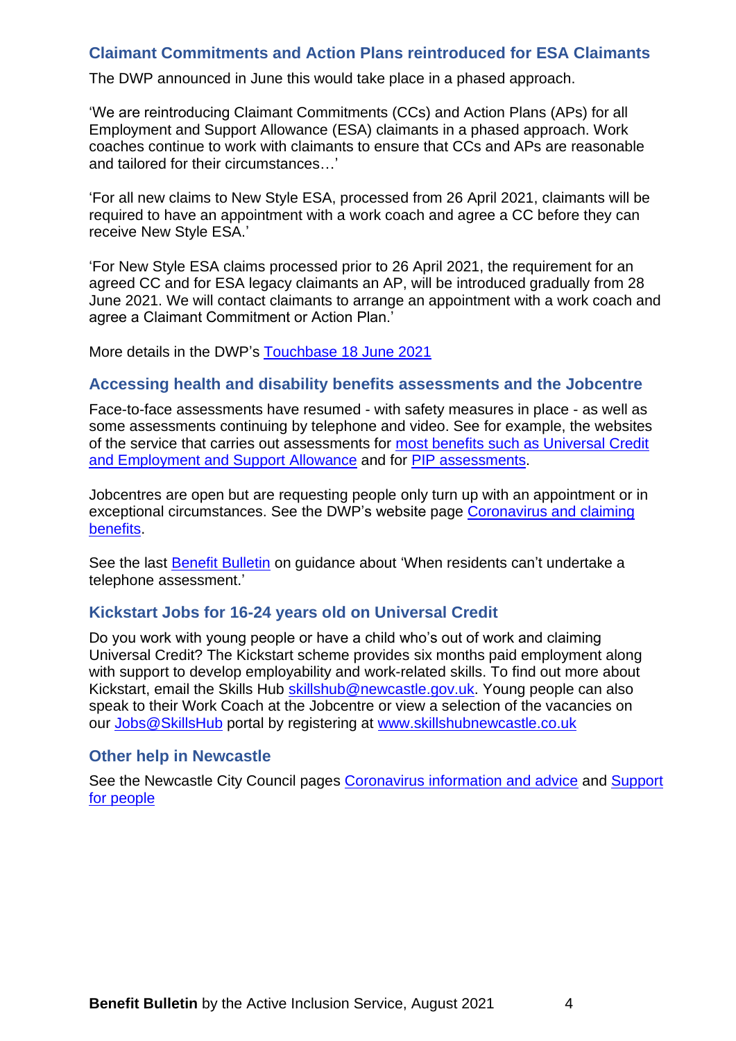### Claimant Commitments and Action Plans reintroduced for ESA Claimants

The DWP announced in June this would take place in a phased approach.

'We are reintroducing Claimant Commitments (CCs) and Action Plans (APs) for all Employment and Support Allowance (ESA) claimants in a phased approach. Work coaches continue to work with claimants to ensure that CCs and APs are reasonable and tailored for their circumstances…'

'For all new claims to New Style ESA, processed from 26 April 2021, claimants will be required to have an appointment with a work coach and agree a CC before they can receive New Style ESA.'

'For New Style ESA claims processed prior to 26 April 2021, the requirement for an agreed CC and for ESA legacy claimants an AP, will be introduced gradually from 28 June 2021. We will contact claimants to arrange an appointment with a work coach and agree a Claimant Commitment or Action Plan.'

More details in the DWP's [Touchbase 18 June 2021]

### Accessing health and disability benefits assessments and the Jobcentre

Face-to-face assessments have resumed - with safety measures in place - as well as some assessments continuing by telephone and video. See for example, the websites of the service that carries out assessments for [most benefits such as Universal Credit and Employment and Support Allowance] and for [PIP assessments].

Jobcentres are open but are requesting people only turn up with an appointment or in exceptional circumstances. See the DWP's website page [Coronavirus and claiming benefits].

See the last [Benefit Bulletin] on guidance about 'When residents can't undertake a telephone assessment.'

### Kickstart Jobs for 16-24 years old on Universal Credit

Do you work with young people or have a child who's out of work and claiming Universal Credit? The Kickstart scheme provides six months paid employment along with support to develop employability and work-related skills. To find out more about Kickstart, email the Skills Hub skillshub@newcastle.gov.uk. Young people can also speak to their Work Coach at the Jobcentre or view a selection of the vacancies on our Jobs@SkillsHub portal by registering at www.skillshubnewcastle.co.uk

### Other help in Newcastle

See the Newcastle City Council pages [Coronavirus information and advice] and [Support for people]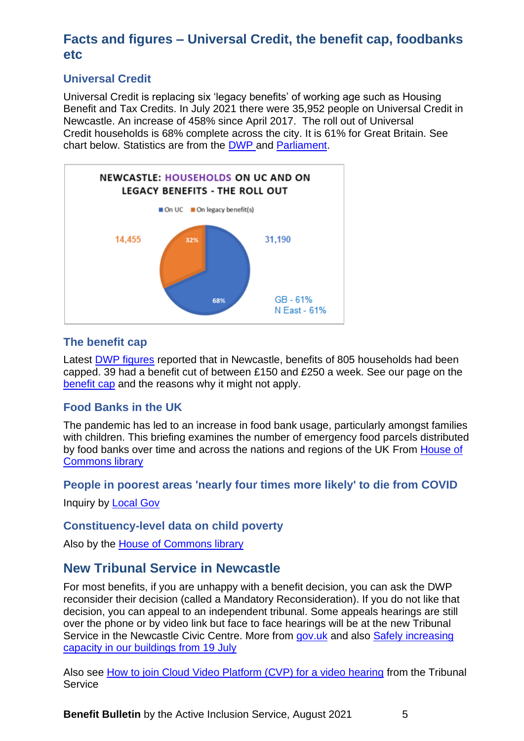## Facts and figures – Universal Credit, the benefit cap, foodbanks etc

### Universal Credit

Universal Credit is replacing six 'legacy benefits' of working age such as Housing Benefit and Tax Credits. In July 2021 there were 35,952 people on Universal Credit in Newcastle. An increase of 458% since April 2017. The roll out of Universal Credit households is 68% complete across the city. It is 61% for Great Britain. See chart below. Statistics are from the DWP and Parliament.

NEWCASTLE: HOUSEHOLDS ON UC AND ON LEGACY BENEFITS - THE ROLL OUT

■ On UC ■ On legacy benefit(s)

14,455 — 32%

31,190 — 68%

GB - 61%
N East - 61%

### The benefit cap

Latest DWP figures reported that in Newcastle, benefits of 805 households had been capped. 39 had a benefit cut of between £150 and £250 a week. See our page on the benefit cap and the reasons why it might not apply.

### Food Banks in the UK

The pandemic has led to an increase in food bank usage, particularly amongst families with children. This briefing examines the number of emergency food parcels distributed by food banks over time and across the nations and regions of the UK From House of Commons library

### People in poorest areas 'nearly four times more likely' to die from COVID

Inquiry by Local Gov

### Constituency-level data on child poverty

Also by the House of Commons library

## New Tribunal Service in Newcastle

For most benefits, if you are unhappy with a benefit decision, you can ask the DWP reconsider their decision (called a Mandatory Reconsideration). If you do not like that decision, you can appeal to an independent tribunal. Some appeals hearings are still over the phone or by video link but face to face hearings will be at the new Tribunal Service in the Newcastle Civic Centre. More from gov.uk and also Safely increasing capacity in our buildings from 19 July

Also see How to join Cloud Video Platform (CVP) for a video hearing from the Tribunal Service

**Benefit Bulletin** by the Active Inclusion Service, August 2021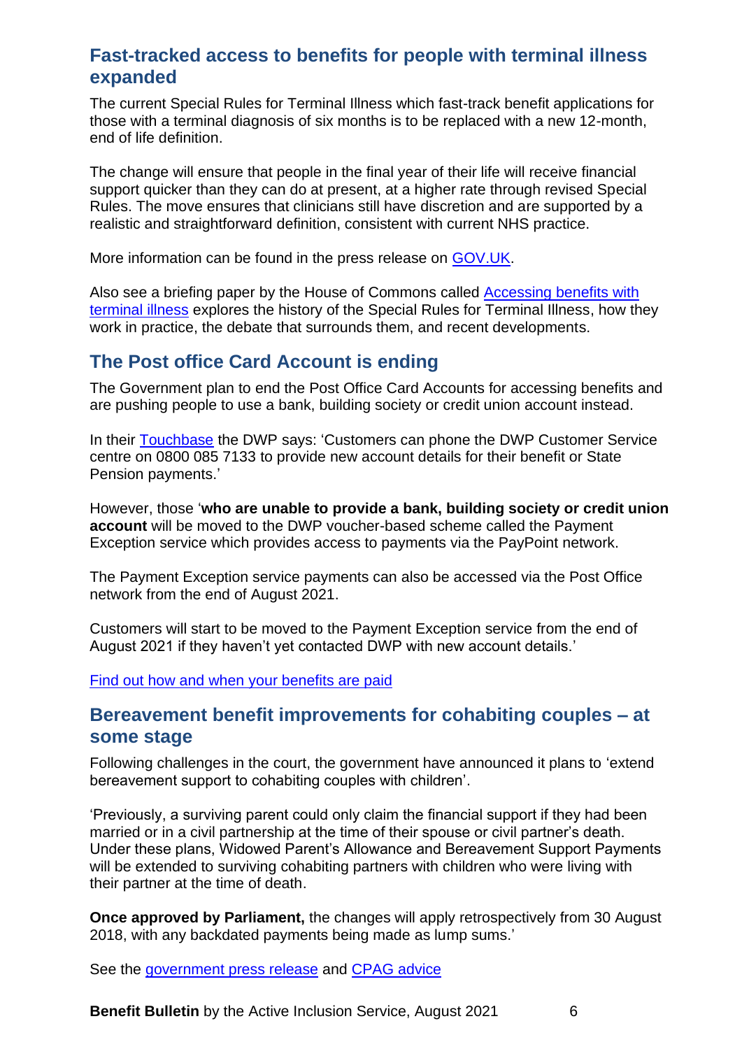## Fast-tracked access to benefits for people with terminal illness expanded

The current Special Rules for Terminal Illness which fast-track benefit applications for those with a terminal diagnosis of six months is to be replaced with a new 12-month, end of life definition.

The change will ensure that people in the final year of their life will receive financial support quicker than they can do at present, at a higher rate through revised Special Rules. The move ensures that clinicians still have discretion and are supported by a realistic and straightforward definition, consistent with current NHS practice.

More information can be found in the press release on GOV.UK.

Also see a briefing paper by the House of Commons called Accessing benefits with terminal illness explores the history of the Special Rules for Terminal Illness, how they work in practice, the debate that surrounds them, and recent developments.

## The Post office Card Account is ending

The Government plan to end the Post Office Card Accounts for accessing benefits and are pushing people to use a bank, building society or credit union account instead.

In their Touchbase the DWP says: 'Customers can phone the DWP Customer Service centre on 0800 085 7133 to provide new account details for their benefit or State Pension payments.'

However, those '**who are unable to provide a bank, building society or credit union account** will be moved to the DWP voucher-based scheme called the Payment Exception service which provides access to payments via the PayPoint network.

The Payment Exception service payments can also be accessed via the Post Office network from the end of August 2021.

Customers will start to be moved to the Payment Exception service from the end of August 2021 if they haven't yet contacted DWP with new account details.'

Find out how and when your benefits are paid

## Bereavement benefit improvements for cohabiting couples – at some stage

Following challenges in the court, the government have announced it plans to 'extend bereavement support to cohabiting couples with children'.

'Previously, a surviving parent could only claim the financial support if they had been married or in a civil partnership at the time of their spouse or civil partner's death. Under these plans, Widowed Parent's Allowance and Bereavement Support Payments will be extended to surviving cohabiting partners with children who were living with their partner at the time of death.

**Once approved by Parliament,** the changes will apply retrospectively from 30 August 2018, with any backdated payments being made as lump sums.'

See the government press release and CPAG advice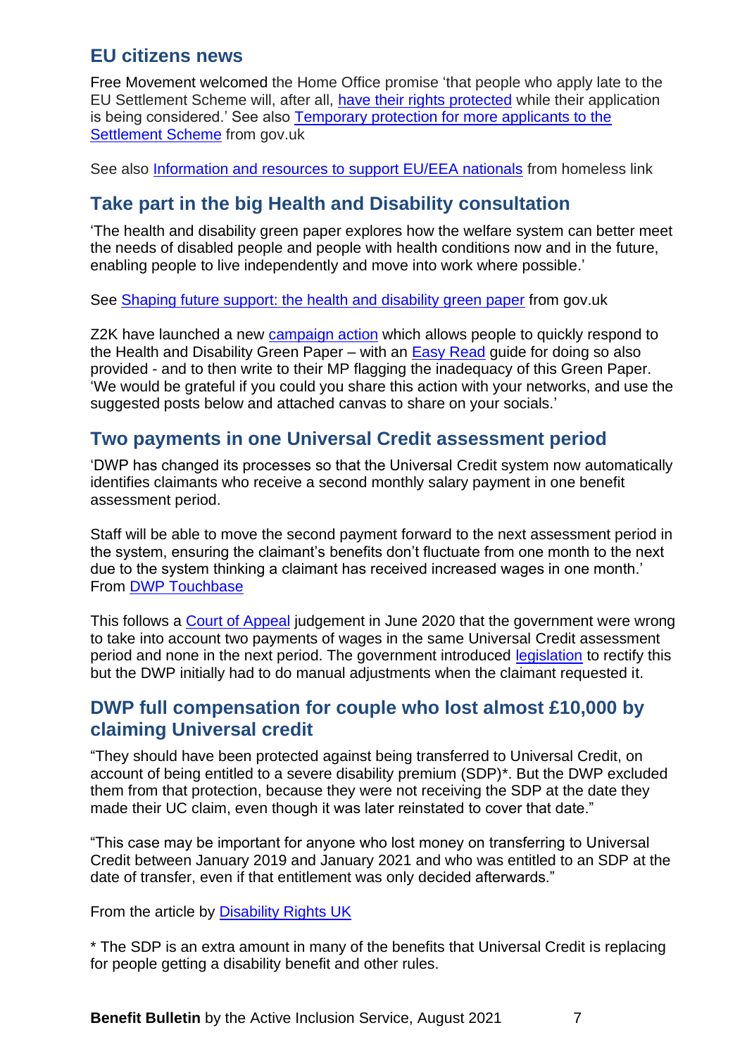## EU citizens news

Free Movement welcomed the Home Office promise 'that people who apply late to the EU Settlement Scheme will, after all, have their rights protected while their application is being considered.' See also Temporary protection for more applicants to the Settlement Scheme from gov.uk

See also Information and resources to support EU/EEA nationals from homeless link

## Take part in the big Health and Disability consultation

'The health and disability green paper explores how the welfare system can better meet the needs of disabled people and people with health conditions now and in the future, enabling people to live independently and move into work where possible.'

See Shaping future support: the health and disability green paper from gov.uk

Z2K have launched a new campaign action which allows people to quickly respond to the Health and Disability Green Paper – with an Easy Read guide for doing so also provided - and to then write to their MP flagging the inadequacy of this Green Paper. 'We would be grateful if you could you share this action with your networks, and use the suggested posts below and attached canvas to share on your socials.'

## Two payments in one Universal Credit assessment period

'DWP has changed its processes so that the Universal Credit system now automatically identifies claimants who receive a second monthly salary payment in one benefit assessment period.

Staff will be able to move the second payment forward to the next assessment period in the system, ensuring the claimant's benefits don't fluctuate from one month to the next due to the system thinking a claimant has received increased wages in one month.' From DWP Touchbase

This follows a Court of Appeal judgement in June 2020 that the government were wrong to take into account two payments of wages in the same Universal Credit assessment period and none in the next period. The government introduced legislation to rectify this but the DWP initially had to do manual adjustments when the claimant requested it.

## DWP full compensation for couple who lost almost £10,000 by claiming Universal credit

"They should have been protected against being transferred to Universal Credit, on account of being entitled to a severe disability premium (SDP)*. But the DWP excluded them from that protection, because they were not receiving the SDP at the date they made their UC claim, even though it was later reinstated to cover that date."

"This case may be important for anyone who lost money on transferring to Universal Credit between January 2019 and January 2021 and who was entitled to an SDP at the date of transfer, even if that entitlement was only decided afterwards."

From the article by Disability Rights UK

* The SDP is an extra amount in many of the benefits that Universal Credit is replacing for people getting a disability benefit and other rules.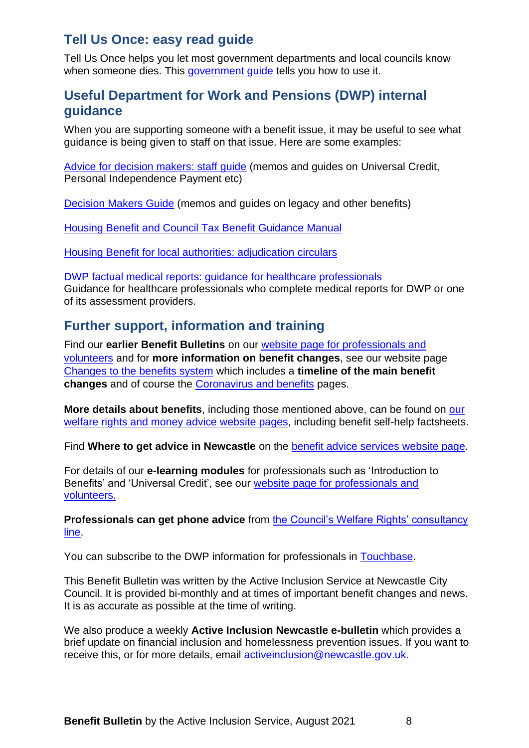## Tell Us Once: easy read guide

Tell Us Once helps you let most government departments and local councils know when someone dies. This government guide tells you how to use it.

## Useful Department for Work and Pensions (DWP) internal guidance

When you are supporting someone with a benefit issue, it may be useful to see what guidance is being given to staff on that issue. Here are some examples:

Advice for decision makers: staff guide (memos and guides on Universal Credit, Personal Independence Payment etc)

Decision Makers Guide (memos and guides on legacy and other benefits)

Housing Benefit and Council Tax Benefit Guidance Manual

Housing Benefit for local authorities: adjudication circulars

DWP factual medical reports: guidance for healthcare professionals
Guidance for healthcare professionals who complete medical reports for DWP or one of its assessment providers.

## Further support, information and training

Find our **earlier Benefit Bulletins** on our website page for professionals and volunteers and for **more information on benefit changes**, see our website page Changes to the benefits system which includes a **timeline of the main benefit changes** and of course the Coronavirus and benefits pages.

**More details about benefits**, including those mentioned above, can be found on our welfare rights and money advice website pages, including benefit self-help factsheets.

Find **Where to get advice in Newcastle** on the benefit advice services website page.

For details of our **e-learning modules** for professionals such as 'Introduction to Benefits' and 'Universal Credit', see our website page for professionals and volunteers.

**Professionals can get phone advice** from the Council's Welfare Rights' consultancy line.

You can subscribe to the DWP information for professionals in Touchbase.

This Benefit Bulletin was written by the Active Inclusion Service at Newcastle City Council. It is provided bi-monthly and at times of important benefit changes and news. It is as accurate as possible at the time of writing.

We also produce a weekly **Active Inclusion Newcastle e-bulletin** which provides a brief update on financial inclusion and homelessness prevention issues. If you want to receive this, or for more details, email activeinclusion@newcastle.gov.uk.